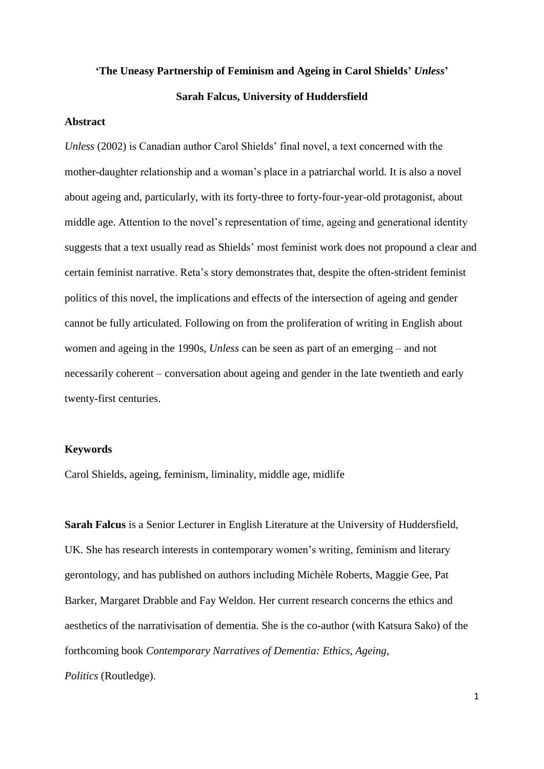# 'The Uneasy Partnership of Feminism and Ageing in Carol Shields' *Unless*'

**Sarah Falcus, University of Huddersfield**

## Abstract

*Unless* (2002) is Canadian author Carol Shields' final novel, a text concerned with the mother-daughter relationship and a woman's place in a patriarchal world. It is also a novel about ageing and, particularly, with its forty-three to forty-four-year-old protagonist, about middle age. Attention to the novel's representation of time, ageing and generational identity suggests that a text usually read as Shields' most feminist work does not propound a clear and certain feminist narrative. Reta's story demonstrates that, despite the often-strident feminist politics of this novel, the implications and effects of the intersection of ageing and gender cannot be fully articulated. Following on from the proliferation of writing in English about women and ageing in the 1990s, *Unless* can be seen as part of an emerging – and not necessarily coherent – conversation about ageing and gender in the late twentieth and early twenty-first centuries.

## Keywords

Carol Shields, ageing, feminism, liminality, middle age, midlife

**Sarah Falcus** is a Senior Lecturer in English Literature at the University of Huddersfield, UK. She has research interests in contemporary women's writing, feminism and literary gerontology, and has published on authors including Michèle Roberts, Maggie Gee, Pat Barker, Margaret Drabble and Fay Weldon. Her current research concerns the ethics and aesthetics of the narrativisation of dementia. She is the co-author (with Katsura Sako) of the forthcoming book *Contemporary Narratives of Dementia: Ethics, Ageing, Politics* (Routledge).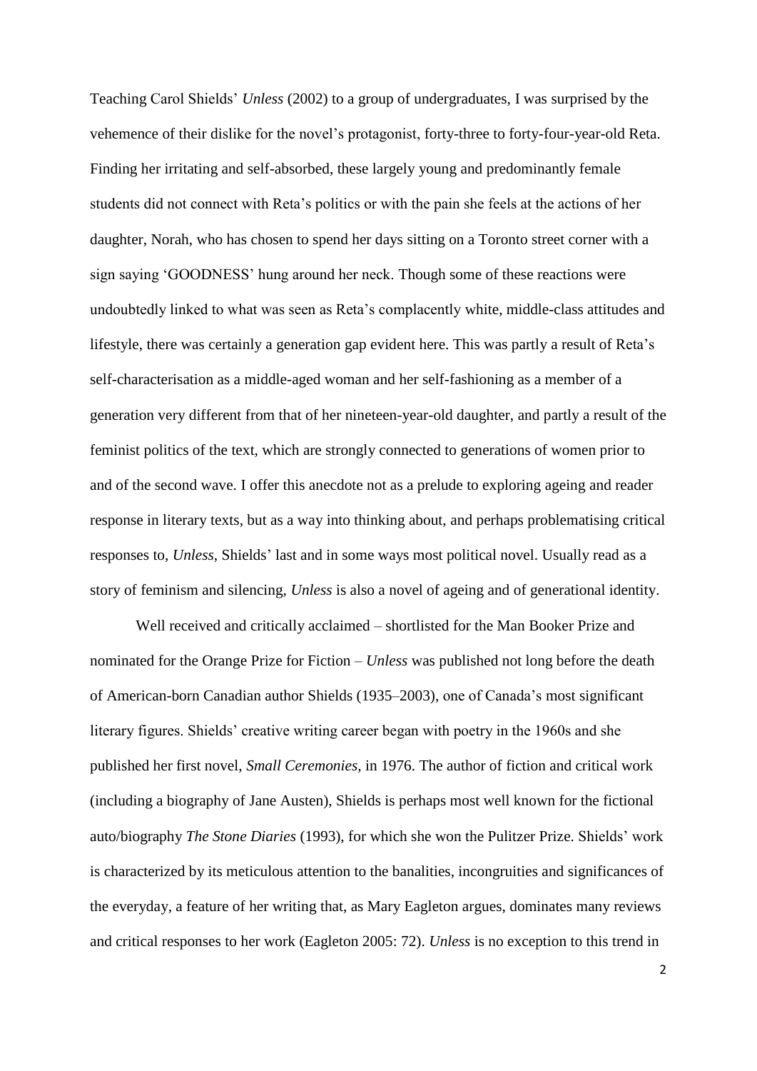Teaching Carol Shields' *Unless* (2002) to a group of undergraduates, I was surprised by the vehemence of their dislike for the novel's protagonist, forty-three to forty-four-year-old Reta. Finding her irritating and self-absorbed, these largely young and predominantly female students did not connect with Reta's politics or with the pain she feels at the actions of her daughter, Norah, who has chosen to spend her days sitting on a Toronto street corner with a sign saying 'GOODNESS' hung around her neck. Though some of these reactions were undoubtedly linked to what was seen as Reta's complacently white, middle-class attitudes and lifestyle, there was certainly a generation gap evident here. This was partly a result of Reta's self-characterisation as a middle-aged woman and her self-fashioning as a member of a generation very different from that of her nineteen-year-old daughter, and partly a result of the feminist politics of the text, which are strongly connected to generations of women prior to and of the second wave. I offer this anecdote not as a prelude to exploring ageing and reader response in literary texts, but as a way into thinking about, and perhaps problematising critical responses to, *Unless*, Shields' last and in some ways most political novel. Usually read as a story of feminism and silencing, *Unless* is also a novel of ageing and of generational identity.

Well received and critically acclaimed – shortlisted for the Man Booker Prize and nominated for the Orange Prize for Fiction – *Unless* was published not long before the death of American-born Canadian author Shields (1935–2003), one of Canada's most significant literary figures. Shields' creative writing career began with poetry in the 1960s and she published her first novel, *Small Ceremonies*, in 1976. The author of fiction and critical work (including a biography of Jane Austen), Shields is perhaps most well known for the fictional auto/biography *The Stone Diaries* (1993), for which she won the Pulitzer Prize. Shields' work is characterized by its meticulous attention to the banalities, incongruities and significances of the everyday, a feature of her writing that, as Mary Eagleton argues, dominates many reviews and critical responses to her work (Eagleton 2005: 72). *Unless* is no exception to this trend in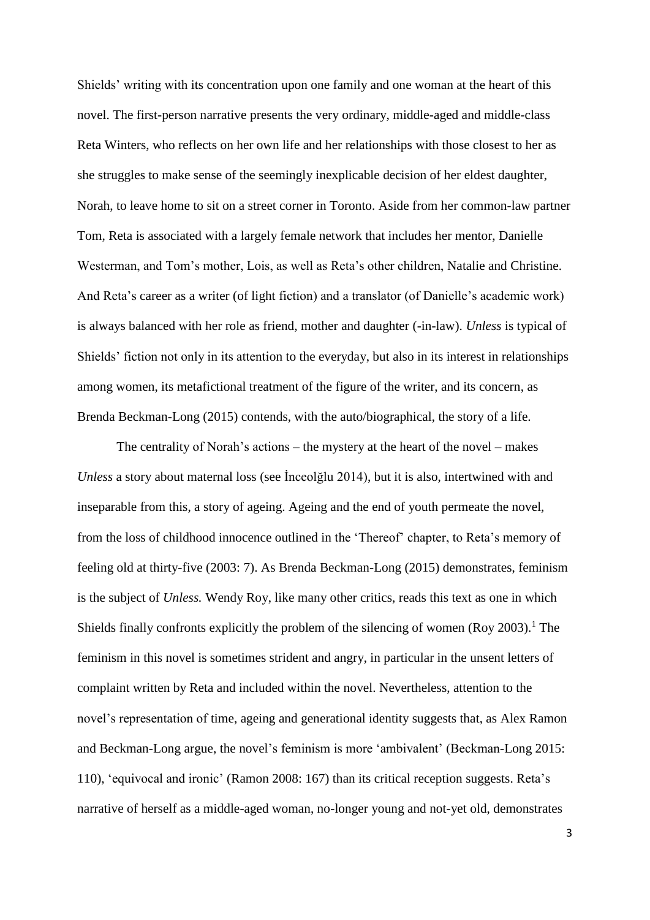Shields' writing with its concentration upon one family and one woman at the heart of this novel. The first-person narrative presents the very ordinary, middle-aged and middle-class Reta Winters, who reflects on her own life and her relationships with those closest to her as she struggles to make sense of the seemingly inexplicable decision of her eldest daughter, Norah, to leave home to sit on a street corner in Toronto. Aside from her common-law partner Tom, Reta is associated with a largely female network that includes her mentor, Danielle Westerman, and Tom's mother, Lois, as well as Reta's other children, Natalie and Christine. And Reta's career as a writer (of light fiction) and a translator (of Danielle's academic work) is always balanced with her role as friend, mother and daughter (-in-law). *Unless* is typical of Shields' fiction not only in its attention to the everyday, but also in its interest in relationships among women, its metafictional treatment of the figure of the writer, and its concern, as Brenda Beckman-Long (2015) contends, with the auto/biographical, the story of a life.

The centrality of Norah's actions – the mystery at the heart of the novel – makes *Unless* a story about maternal loss (see İnceolğlu 2014), but it is also, intertwined with and inseparable from this, a story of ageing. Ageing and the end of youth permeate the novel, from the loss of childhood innocence outlined in the 'Thereof' chapter, to Reta's memory of feeling old at thirty-five (2003: 7). As Brenda Beckman-Long (2015) demonstrates, feminism is the subject of *Unless.* Wendy Roy, like many other critics, reads this text as one in which Shields finally confronts explicitly the problem of the silencing of women (Roy 2003).[1] The feminism in this novel is sometimes strident and angry, in particular in the unsent letters of complaint written by Reta and included within the novel. Nevertheless, attention to the novel's representation of time, ageing and generational identity suggests that, as Alex Ramon and Beckman-Long argue, the novel's feminism is more 'ambivalent' (Beckman-Long 2015: 110), 'equivocal and ironic' (Ramon 2008: 167) than its critical reception suggests. Reta's narrative of herself as a middle-aged woman, no-longer young and not-yet old, demonstrates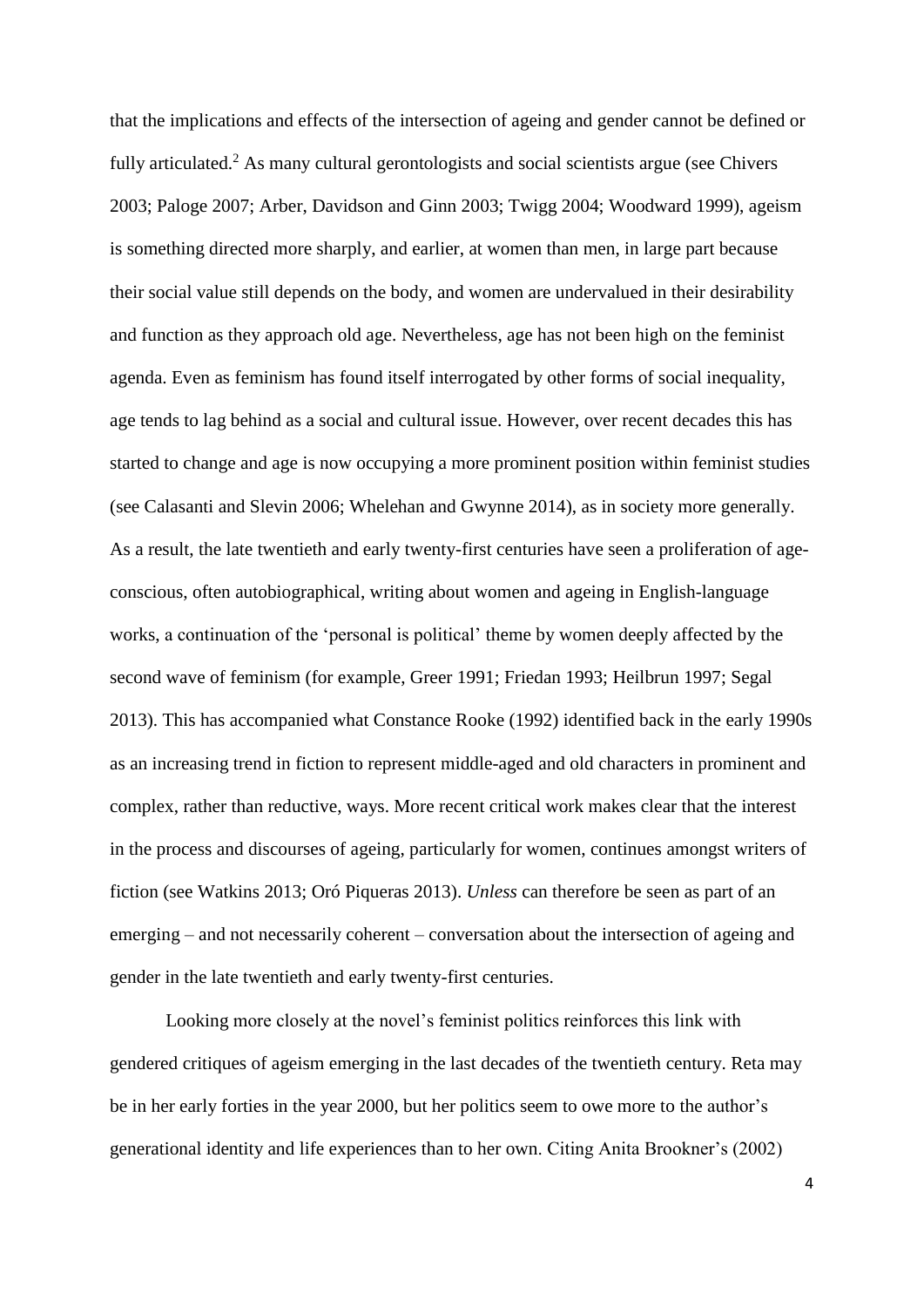that the implications and effects of the intersection of ageing and gender cannot be defined or fully articulated.[2] As many cultural gerontologists and social scientists argue (see Chivers 2003; Paloge 2007; Arber, Davidson and Ginn 2003; Twigg 2004; Woodward 1999), ageism is something directed more sharply, and earlier, at women than men, in large part because their social value still depends on the body, and women are undervalued in their desirability and function as they approach old age. Nevertheless, age has not been high on the feminist agenda. Even as feminism has found itself interrogated by other forms of social inequality, age tends to lag behind as a social and cultural issue. However, over recent decades this has started to change and age is now occupying a more prominent position within feminist studies (see Calasanti and Slevin 2006; Whelehan and Gwynne 2014), as in society more generally. As a result, the late twentieth and early twenty-first centuries have seen a proliferation of age-conscious, often autobiographical, writing about women and ageing in English-language works, a continuation of the 'personal is political' theme by women deeply affected by the second wave of feminism (for example, Greer 1991; Friedan 1993; Heilbrun 1997; Segal 2013). This has accompanied what Constance Rooke (1992) identified back in the early 1990s as an increasing trend in fiction to represent middle-aged and old characters in prominent and complex, rather than reductive, ways. More recent critical work makes clear that the interest in the process and discourses of ageing, particularly for women, continues amongst writers of fiction (see Watkins 2013; Oró Piqueras 2013). *Unless* can therefore be seen as part of an emerging – and not necessarily coherent – conversation about the intersection of ageing and gender in the late twentieth and early twenty-first centuries.

Looking more closely at the novel's feminist politics reinforces this link with gendered critiques of ageism emerging in the last decades of the twentieth century. Reta may be in her early forties in the year 2000, but her politics seem to owe more to the author's generational identity and life experiences than to her own. Citing Anita Brookner's (2002)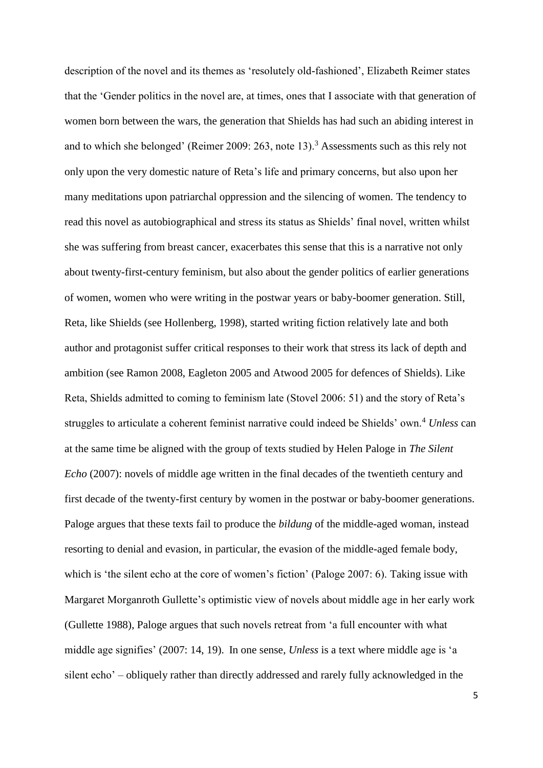description of the novel and its themes as 'resolutely old-fashioned', Elizabeth Reimer states that the 'Gender politics in the novel are, at times, ones that I associate with that generation of women born between the wars, the generation that Shields has had such an abiding interest in and to which she belonged' (Reimer 2009: 263, note 13).[3] Assessments such as this rely not only upon the very domestic nature of Reta's life and primary concerns, but also upon her many meditations upon patriarchal oppression and the silencing of women. The tendency to read this novel as autobiographical and stress its status as Shields' final novel, written whilst she was suffering from breast cancer, exacerbates this sense that this is a narrative not only about twenty-first-century feminism, but also about the gender politics of earlier generations of women, women who were writing in the postwar years or baby-boomer generation. Still, Reta, like Shields (see Hollenberg, 1998), started writing fiction relatively late and both author and protagonist suffer critical responses to their work that stress its lack of depth and ambition (see Ramon 2008, Eagleton 2005 and Atwood 2005 for defences of Shields). Like Reta, Shields admitted to coming to feminism late (Stovel 2006: 51) and the story of Reta's struggles to articulate a coherent feminist narrative could indeed be Shields' own.[4] *Unless* can at the same time be aligned with the group of texts studied by Helen Paloge in *The Silent Echo* (2007): novels of middle age written in the final decades of the twentieth century and first decade of the twenty-first century by women in the postwar or baby-boomer generations. Paloge argues that these texts fail to produce the *bildung* of the middle-aged woman, instead resorting to denial and evasion, in particular, the evasion of the middle-aged female body, which is 'the silent echo at the core of women's fiction' (Paloge 2007: 6). Taking issue with Margaret Morganroth Gullette's optimistic view of novels about middle age in her early work (Gullette 1988), Paloge argues that such novels retreat from 'a full encounter with what middle age signifies' (2007: 14, 19). In one sense, *Unless* is a text where middle age is 'a silent echo' – obliquely rather than directly addressed and rarely fully acknowledged in the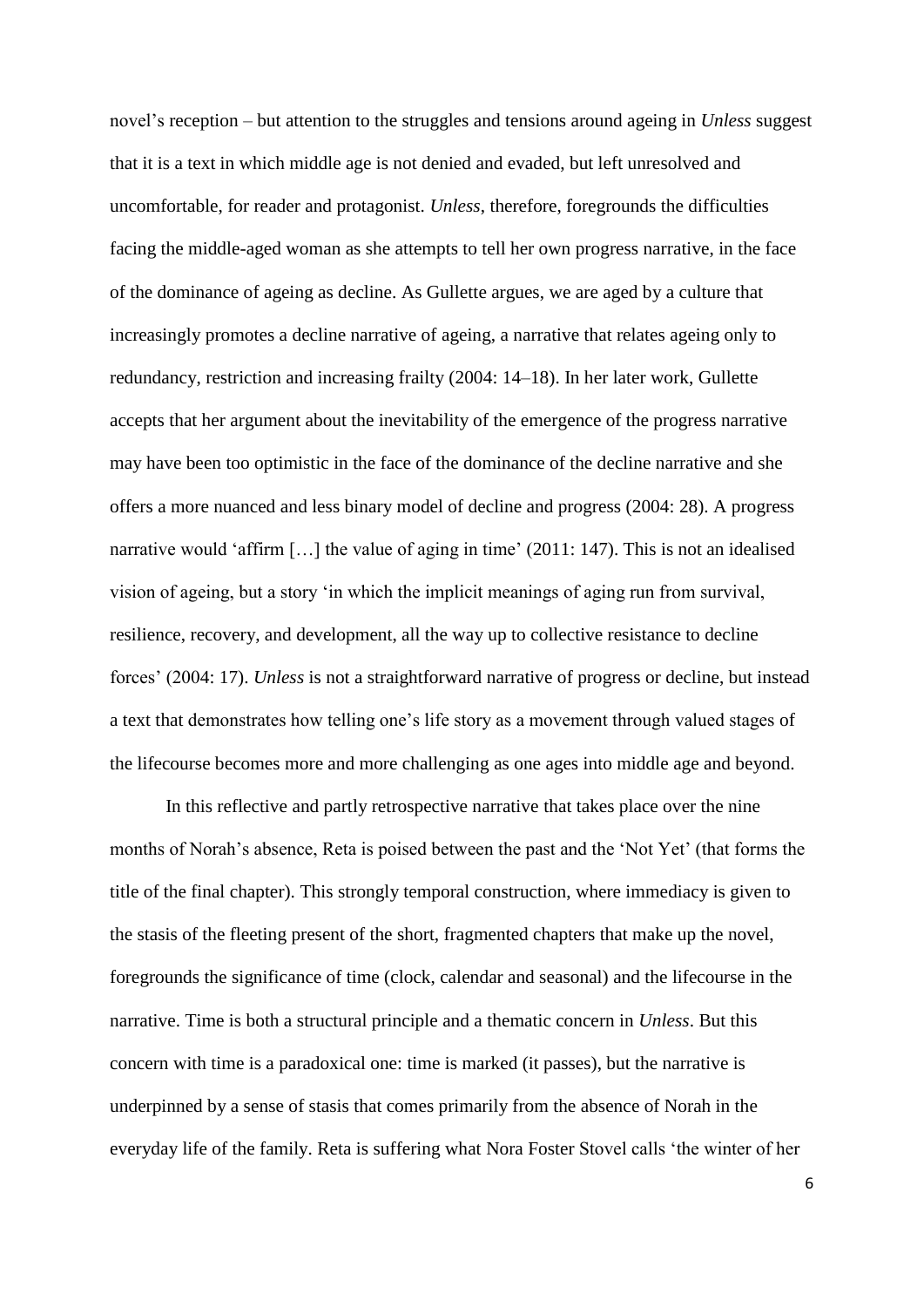novel's reception – but attention to the struggles and tensions around ageing in *Unless* suggest that it is a text in which middle age is not denied and evaded, but left unresolved and uncomfortable, for reader and protagonist. *Unless*, therefore, foregrounds the difficulties facing the middle-aged woman as she attempts to tell her own progress narrative, in the face of the dominance of ageing as decline. As Gullette argues, we are aged by a culture that increasingly promotes a decline narrative of ageing, a narrative that relates ageing only to redundancy, restriction and increasing frailty (2004: 14–18). In her later work, Gullette accepts that her argument about the inevitability of the emergence of the progress narrative may have been too optimistic in the face of the dominance of the decline narrative and she offers a more nuanced and less binary model of decline and progress (2004: 28). A progress narrative would 'affirm […] the value of aging in time' (2011: 147). This is not an idealised vision of ageing, but a story 'in which the implicit meanings of aging run from survival, resilience, recovery, and development, all the way up to collective resistance to decline forces' (2004: 17). *Unless* is not a straightforward narrative of progress or decline, but instead a text that demonstrates how telling one's life story as a movement through valued stages of the lifecourse becomes more and more challenging as one ages into middle age and beyond.

In this reflective and partly retrospective narrative that takes place over the nine months of Norah's absence, Reta is poised between the past and the 'Not Yet' (that forms the title of the final chapter). This strongly temporal construction, where immediacy is given to the stasis of the fleeting present of the short, fragmented chapters that make up the novel, foregrounds the significance of time (clock, calendar and seasonal) and the lifecourse in the narrative. Time is both a structural principle and a thematic concern in *Unless*. But this concern with time is a paradoxical one: time is marked (it passes), but the narrative is underpinned by a sense of stasis that comes primarily from the absence of Norah in the everyday life of the family. Reta is suffering what Nora Foster Stovel calls 'the winter of her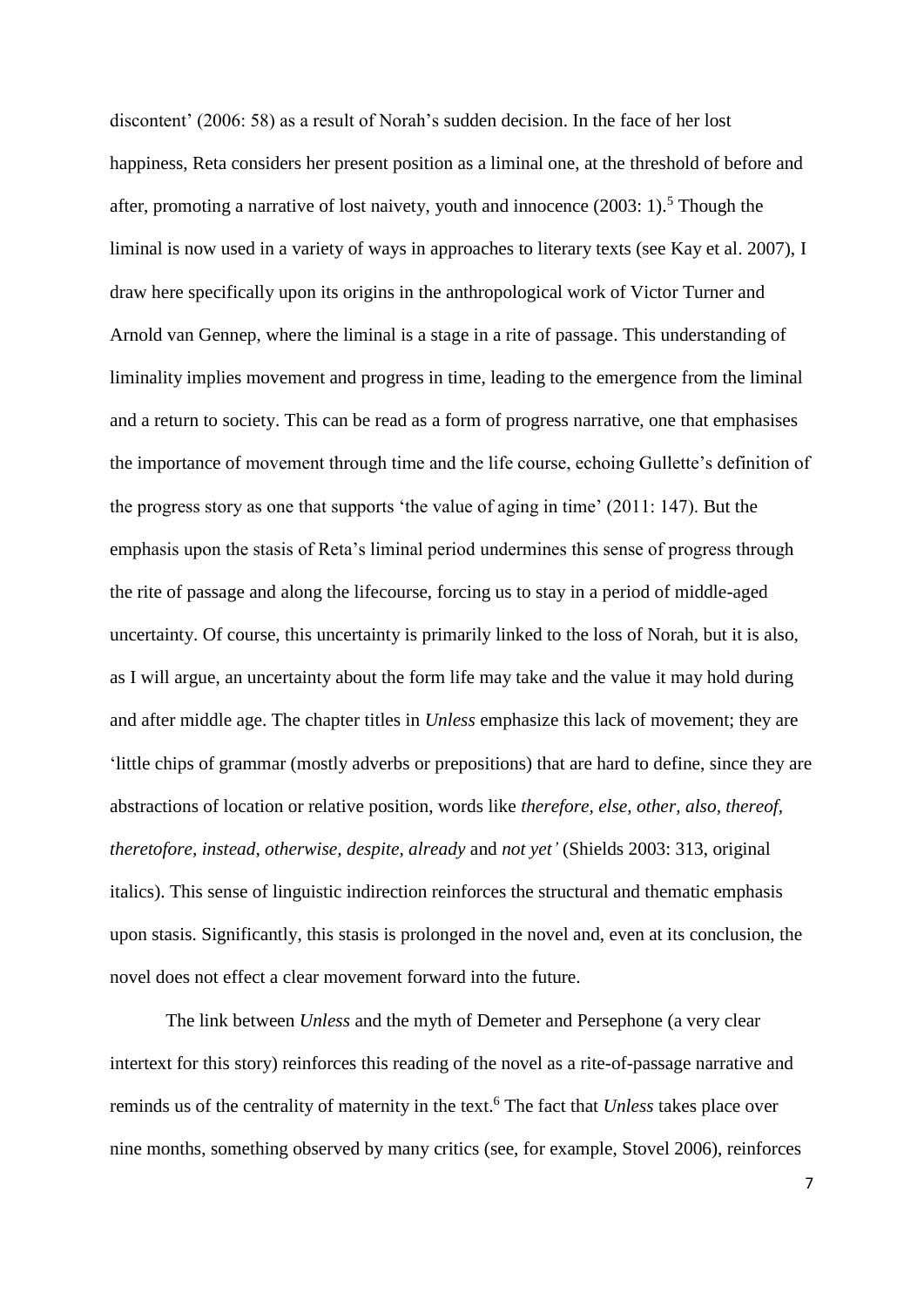discontent' (2006: 58) as a result of Norah's sudden decision. In the face of her lost happiness, Reta considers her present position as a liminal one, at the threshold of before and after, promoting a narrative of lost naivety, youth and innocence (2003: 1).[5] Though the liminal is now used in a variety of ways in approaches to literary texts (see Kay et al. 2007), I draw here specifically upon its origins in the anthropological work of Victor Turner and Arnold van Gennep, where the liminal is a stage in a rite of passage. This understanding of liminality implies movement and progress in time, leading to the emergence from the liminal and a return to society. This can be read as a form of progress narrative, one that emphasises the importance of movement through time and the life course, echoing Gullette's definition of the progress story as one that supports 'the value of aging in time' (2011: 147). But the emphasis upon the stasis of Reta's liminal period undermines this sense of progress through the rite of passage and along the lifecourse, forcing us to stay in a period of middle-aged uncertainty. Of course, this uncertainty is primarily linked to the loss of Norah, but it is also, as I will argue, an uncertainty about the form life may take and the value it may hold during and after middle age. The chapter titles in *Unless* emphasize this lack of movement; they are 'little chips of grammar (mostly adverbs or prepositions) that are hard to define, since they are abstractions of location or relative position, words like *therefore, else, other, also, thereof, theretofore, instead, otherwise, despite, already* and *not yet'* (Shields 2003: 313, original italics). This sense of linguistic indirection reinforces the structural and thematic emphasis upon stasis. Significantly, this stasis is prolonged in the novel and, even at its conclusion, the novel does not effect a clear movement forward into the future.

The link between *Unless* and the myth of Demeter and Persephone (a very clear intertext for this story) reinforces this reading of the novel as a rite-of-passage narrative and reminds us of the centrality of maternity in the text.[6] The fact that *Unless* takes place over nine months, something observed by many critics (see, for example, Stovel 2006), reinforces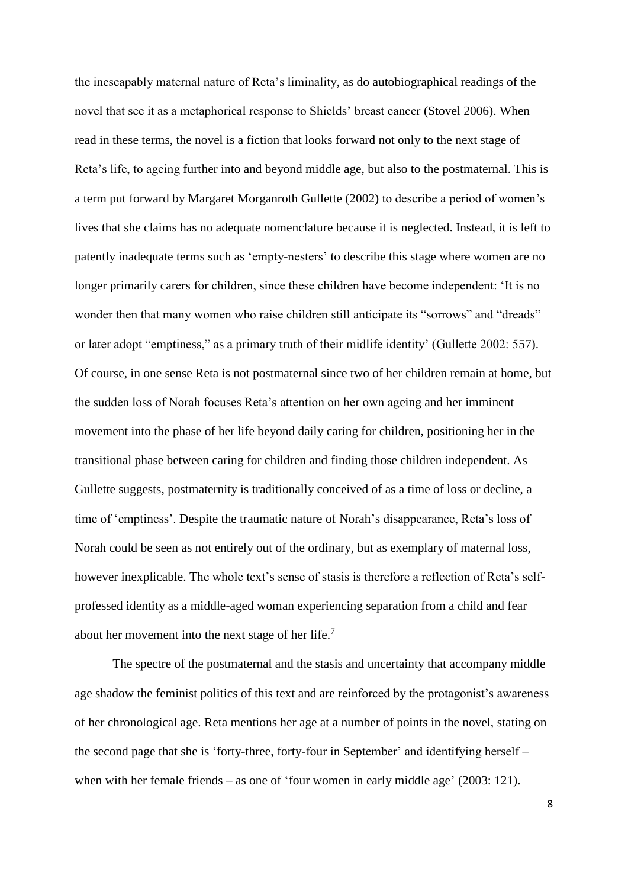the inescapably maternal nature of Reta's liminality, as do autobiographical readings of the novel that see it as a metaphorical response to Shields' breast cancer (Stovel 2006). When read in these terms, the novel is a fiction that looks forward not only to the next stage of Reta's life, to ageing further into and beyond middle age, but also to the postmaternal. This is a term put forward by Margaret Morganroth Gullette (2002) to describe a period of women's lives that she claims has no adequate nomenclature because it is neglected. Instead, it is left to patently inadequate terms such as 'empty-nesters' to describe this stage where women are no longer primarily carers for children, since these children have become independent: 'It is no wonder then that many women who raise children still anticipate its "sorrows" and "dreads" or later adopt "emptiness," as a primary truth of their midlife identity' (Gullette 2002: 557). Of course, in one sense Reta is not postmaternal since two of her children remain at home, but the sudden loss of Norah focuses Reta's attention on her own ageing and her imminent movement into the phase of her life beyond daily caring for children, positioning her in the transitional phase between caring for children and finding those children independent. As Gullette suggests, postmaternity is traditionally conceived of as a time of loss or decline, a time of 'emptiness'. Despite the traumatic nature of Norah's disappearance, Reta's loss of Norah could be seen as not entirely out of the ordinary, but as exemplary of maternal loss, however inexplicable. The whole text's sense of stasis is therefore a reflection of Reta's self-professed identity as a middle-aged woman experiencing separation from a child and fear about her movement into the next stage of her life.[7]

The spectre of the postmaternal and the stasis and uncertainty that accompany middle age shadow the feminist politics of this text and are reinforced by the protagonist's awareness of her chronological age. Reta mentions her age at a number of points in the novel, stating on the second page that she is 'forty-three, forty-four in September' and identifying herself – when with her female friends – as one of 'four women in early middle age' (2003: 121).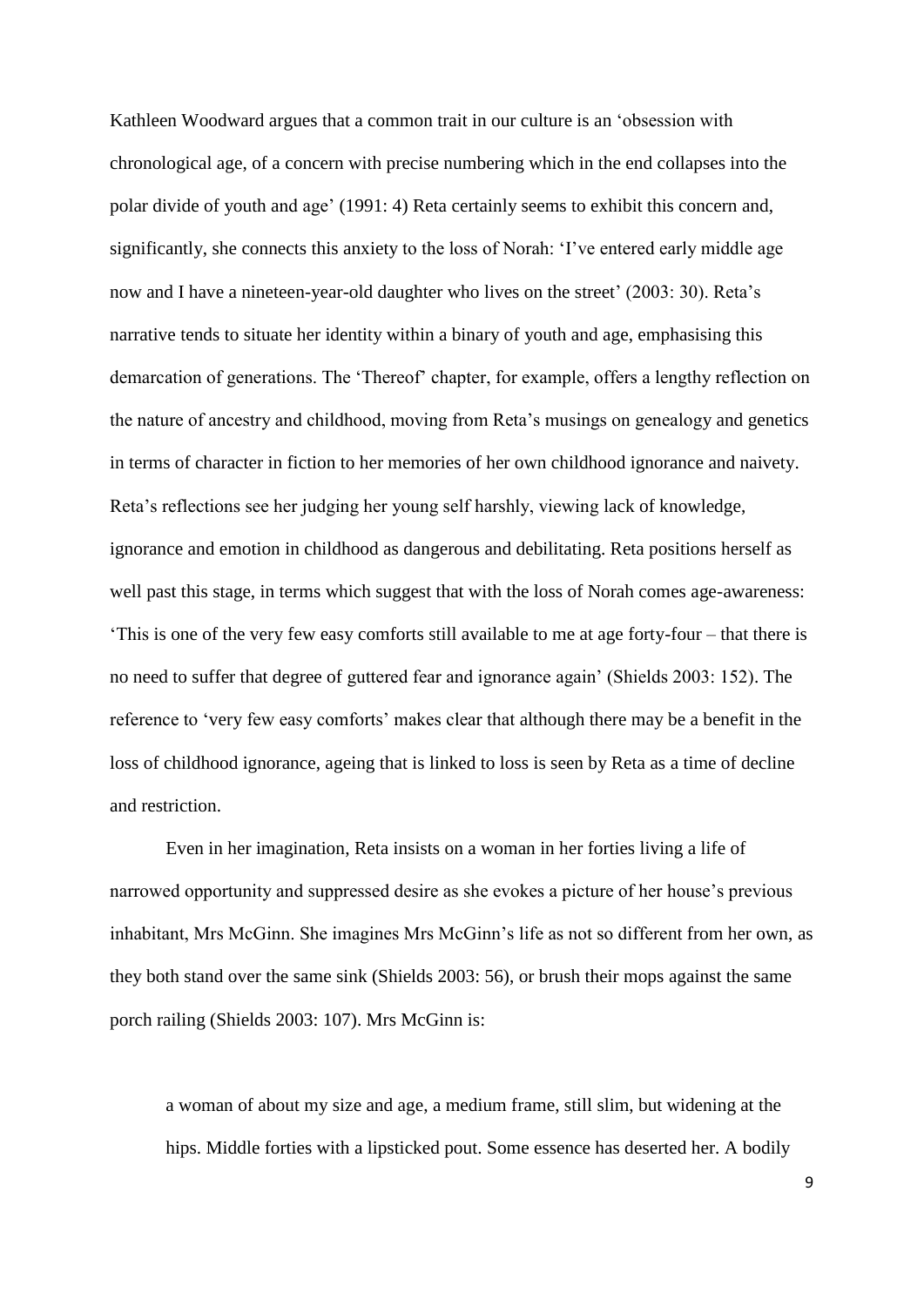Kathleen Woodward argues that a common trait in our culture is an 'obsession with chronological age, of a concern with precise numbering which in the end collapses into the polar divide of youth and age' (1991: 4) Reta certainly seems to exhibit this concern and, significantly, she connects this anxiety to the loss of Norah: 'I've entered early middle age now and I have a nineteen-year-old daughter who lives on the street' (2003: 30). Reta's narrative tends to situate her identity within a binary of youth and age, emphasising this demarcation of generations. The 'Thereof' chapter, for example, offers a lengthy reflection on the nature of ancestry and childhood, moving from Reta's musings on genealogy and genetics in terms of character in fiction to her memories of her own childhood ignorance and naivety. Reta's reflections see her judging her young self harshly, viewing lack of knowledge, ignorance and emotion in childhood as dangerous and debilitating. Reta positions herself as well past this stage, in terms which suggest that with the loss of Norah comes age-awareness: 'This is one of the very few easy comforts still available to me at age forty-four – that there is no need to suffer that degree of guttered fear and ignorance again' (Shields 2003: 152). The reference to 'very few easy comforts' makes clear that although there may be a benefit in the loss of childhood ignorance, ageing that is linked to loss is seen by Reta as a time of decline and restriction.

Even in her imagination, Reta insists on a woman in her forties living a life of narrowed opportunity and suppressed desire as she evokes a picture of her house's previous inhabitant, Mrs McGinn. She imagines Mrs McGinn's life as not so different from her own, as they both stand over the same sink (Shields 2003: 56), or brush their mops against the same porch railing (Shields 2003: 107). Mrs McGinn is:

> a woman of about my size and age, a medium frame, still slim, but widening at the hips. Middle forties with a lipsticked pout. Some essence has deserted her. A bodily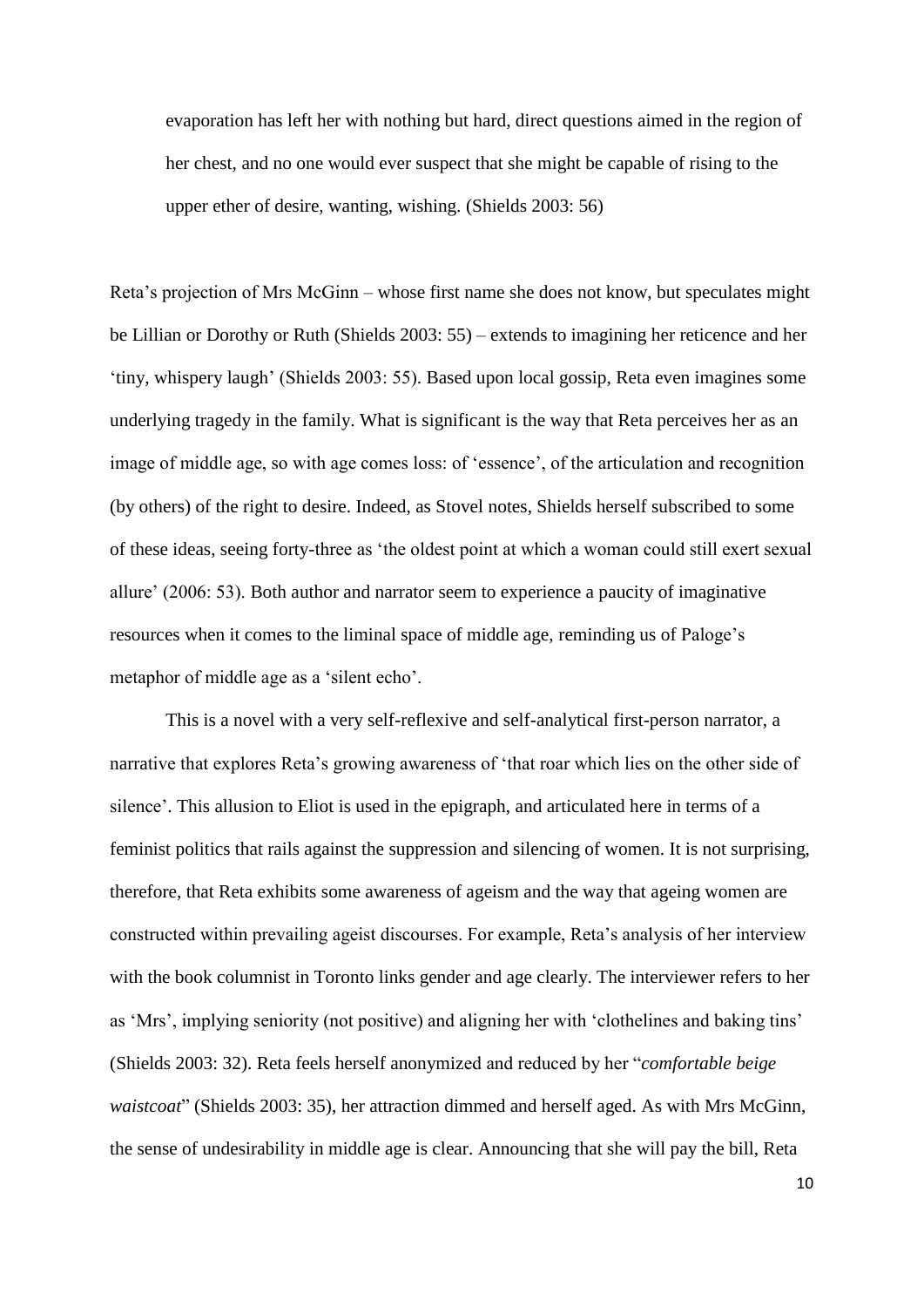> evaporation has left her with nothing but hard, direct questions aimed in the region of her chest, and no one would ever suspect that she might be capable of rising to the upper ether of desire, wanting, wishing. (Shields 2003: 56)

Reta's projection of Mrs McGinn – whose first name she does not know, but speculates might be Lillian or Dorothy or Ruth (Shields 2003: 55) – extends to imagining her reticence and her 'tiny, whispery laugh' (Shields 2003: 55). Based upon local gossip, Reta even imagines some underlying tragedy in the family. What is significant is the way that Reta perceives her as an image of middle age, so with age comes loss: of 'essence', of the articulation and recognition (by others) of the right to desire. Indeed, as Stovel notes, Shields herself subscribed to some of these ideas, seeing forty-three as 'the oldest point at which a woman could still exert sexual allure' (2006: 53). Both author and narrator seem to experience a paucity of imaginative resources when it comes to the liminal space of middle age, reminding us of Paloge's metaphor of middle age as a 'silent echo'.

This is a novel with a very self-reflexive and self-analytical first-person narrator, a narrative that explores Reta's growing awareness of 'that roar which lies on the other side of silence'. This allusion to Eliot is used in the epigraph, and articulated here in terms of a feminist politics that rails against the suppression and silencing of women. It is not surprising, therefore, that Reta exhibits some awareness of ageism and the way that ageing women are constructed within prevailing ageist discourses. For example, Reta's analysis of her interview with the book columnist in Toronto links gender and age clearly. The interviewer refers to her as 'Mrs', implying seniority (not positive) and aligning her with 'clothelines and baking tins' (Shields 2003: 32). Reta feels herself anonymized and reduced by her "*comfortable beige waistcoat*" (Shields 2003: 35), her attraction dimmed and herself aged. As with Mrs McGinn, the sense of undesirability in middle age is clear. Announcing that she will pay the bill, Reta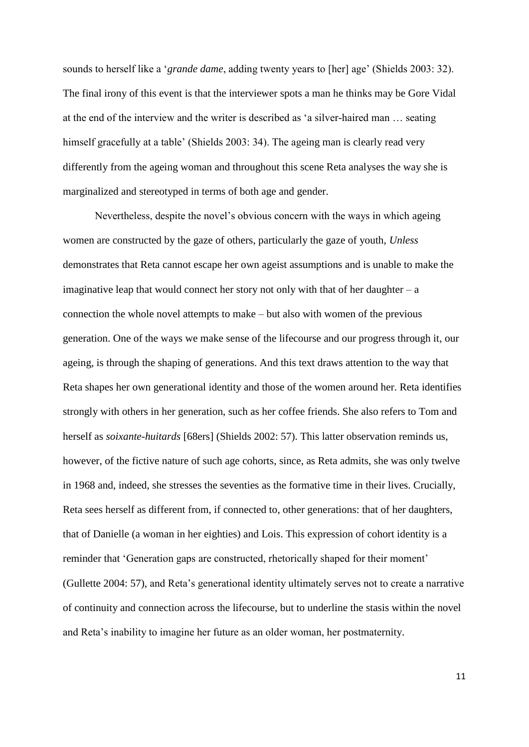sounds to herself like a '*grande dame*, adding twenty years to [her] age' (Shields 2003: 32). The final irony of this event is that the interviewer spots a man he thinks may be Gore Vidal at the end of the interview and the writer is described as 'a silver-haired man … seating himself gracefully at a table' (Shields 2003: 34). The ageing man is clearly read very differently from the ageing woman and throughout this scene Reta analyses the way she is marginalized and stereotyped in terms of both age and gender.

Nevertheless, despite the novel's obvious concern with the ways in which ageing women are constructed by the gaze of others, particularly the gaze of youth, *Unless* demonstrates that Reta cannot escape her own ageist assumptions and is unable to make the imaginative leap that would connect her story not only with that of her daughter – a connection the whole novel attempts to make – but also with women of the previous generation. One of the ways we make sense of the lifecourse and our progress through it, our ageing, is through the shaping of generations. And this text draws attention to the way that Reta shapes her own generational identity and those of the women around her. Reta identifies strongly with others in her generation, such as her coffee friends. She also refers to Tom and herself as *soixante-huitards* [68ers] (Shields 2002: 57). This latter observation reminds us, however, of the fictive nature of such age cohorts, since, as Reta admits, she was only twelve in 1968 and, indeed, she stresses the seventies as the formative time in their lives. Crucially, Reta sees herself as different from, if connected to, other generations: that of her daughters, that of Danielle (a woman in her eighties) and Lois. This expression of cohort identity is a reminder that 'Generation gaps are constructed, rhetorically shaped for their moment' (Gullette 2004: 57), and Reta's generational identity ultimately serves not to create a narrative of continuity and connection across the lifecourse, but to underline the stasis within the novel and Reta's inability to imagine her future as an older woman, her postmaternity.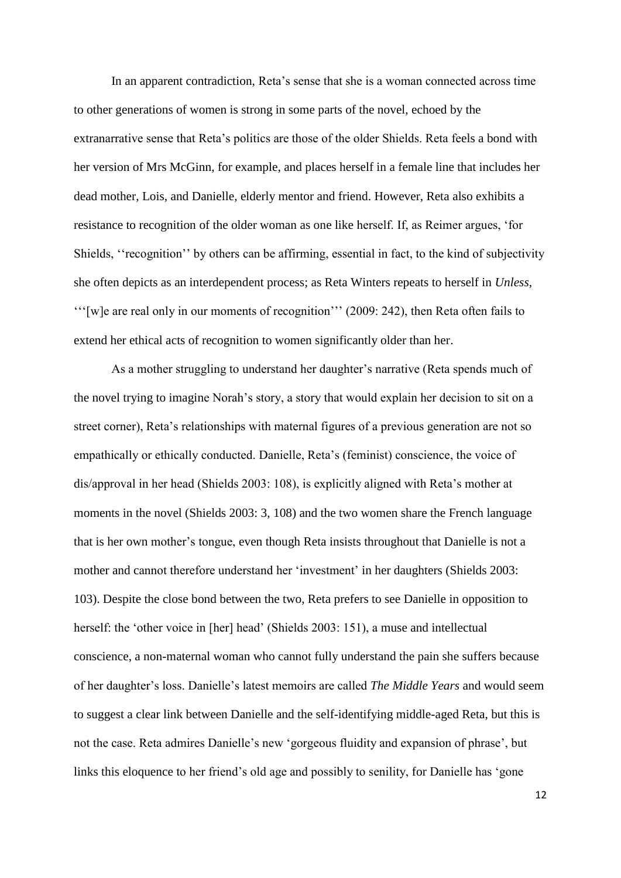In an apparent contradiction, Reta's sense that she is a woman connected across time to other generations of women is strong in some parts of the novel, echoed by the extranarrative sense that Reta's politics are those of the older Shields. Reta feels a bond with her version of Mrs McGinn, for example, and places herself in a female line that includes her dead mother, Lois, and Danielle, elderly mentor and friend. However, Reta also exhibits a resistance to recognition of the older woman as one like herself. If, as Reimer argues, 'for Shields, ''recognition'' by others can be affirming, essential in fact, to the kind of subjectivity she often depicts as an interdependent process; as Reta Winters repeats to herself in *Unless*, '''[w]e are real only in our moments of recognition''' (2009: 242), then Reta often fails to extend her ethical acts of recognition to women significantly older than her.

As a mother struggling to understand her daughter's narrative (Reta spends much of the novel trying to imagine Norah's story, a story that would explain her decision to sit on a street corner), Reta's relationships with maternal figures of a previous generation are not so empathically or ethically conducted. Danielle, Reta's (feminist) conscience, the voice of dis/approval in her head (Shields 2003: 108), is explicitly aligned with Reta's mother at moments in the novel (Shields 2003: 3, 108) and the two women share the French language that is her own mother's tongue, even though Reta insists throughout that Danielle is not a mother and cannot therefore understand her 'investment' in her daughters (Shields 2003: 103). Despite the close bond between the two, Reta prefers to see Danielle in opposition to herself: the 'other voice in [her] head' (Shields 2003: 151), a muse and intellectual conscience, a non-maternal woman who cannot fully understand the pain she suffers because of her daughter's loss. Danielle's latest memoirs are called *The Middle Years* and would seem to suggest a clear link between Danielle and the self-identifying middle-aged Reta, but this is not the case. Reta admires Danielle's new 'gorgeous fluidity and expansion of phrase', but links this eloquence to her friend's old age and possibly to senility, for Danielle has 'gone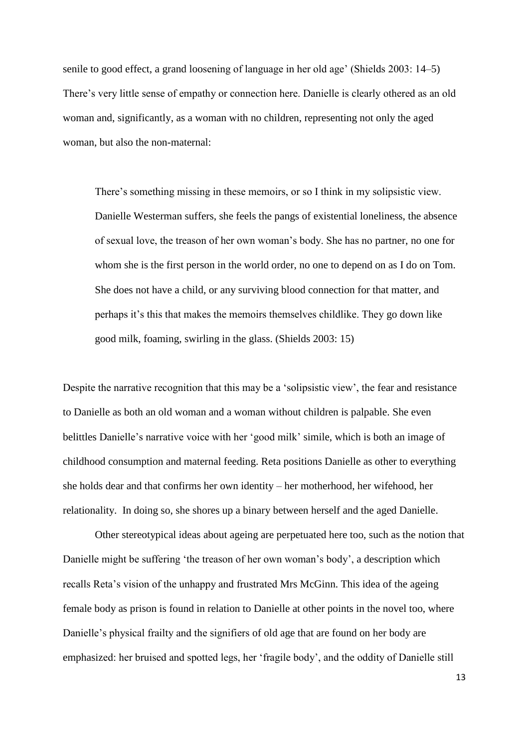senile to good effect, a grand loosening of language in her old age' (Shields 2003: 14–5) There's very little sense of empathy or connection here. Danielle is clearly othered as an old woman and, significantly, as a woman with no children, representing not only the aged woman, but also the non-maternal:

> There's something missing in these memoirs, or so I think in my solipsistic view. Danielle Westerman suffers, she feels the pangs of existential loneliness, the absence of sexual love, the treason of her own woman's body. She has no partner, no one for whom she is the first person in the world order, no one to depend on as I do on Tom. She does not have a child, or any surviving blood connection for that matter, and perhaps it's this that makes the memoirs themselves childlike. They go down like good milk, foaming, swirling in the glass. (Shields 2003: 15)

Despite the narrative recognition that this may be a 'solipsistic view', the fear and resistance to Danielle as both an old woman and a woman without children is palpable. She even belittles Danielle's narrative voice with her 'good milk' simile, which is both an image of childhood consumption and maternal feeding. Reta positions Danielle as other to everything she holds dear and that confirms her own identity – her motherhood, her wifehood, her relationality. In doing so, she shores up a binary between herself and the aged Danielle.

Other stereotypical ideas about ageing are perpetuated here too, such as the notion that Danielle might be suffering 'the treason of her own woman's body', a description which recalls Reta's vision of the unhappy and frustrated Mrs McGinn. This idea of the ageing female body as prison is found in relation to Danielle at other points in the novel too, where Danielle's physical frailty and the signifiers of old age that are found on her body are emphasized: her bruised and spotted legs, her 'fragile body', and the oddity of Danielle still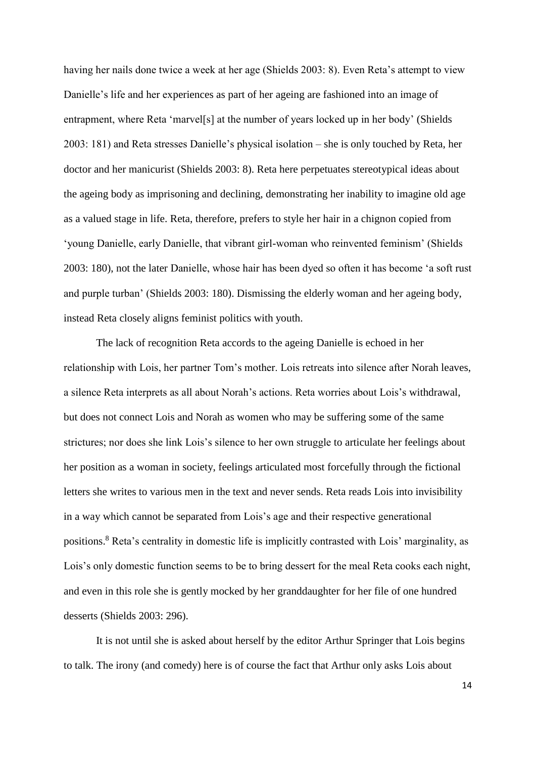having her nails done twice a week at her age (Shields 2003: 8). Even Reta's attempt to view Danielle's life and her experiences as part of her ageing are fashioned into an image of entrapment, where Reta 'marvel[s] at the number of years locked up in her body' (Shields 2003: 181) and Reta stresses Danielle's physical isolation – she is only touched by Reta, her doctor and her manicurist (Shields 2003: 8). Reta here perpetuates stereotypical ideas about the ageing body as imprisoning and declining, demonstrating her inability to imagine old age as a valued stage in life. Reta, therefore, prefers to style her hair in a chignon copied from 'young Danielle, early Danielle, that vibrant girl-woman who reinvented feminism' (Shields 2003: 180), not the later Danielle, whose hair has been dyed so often it has become 'a soft rust and purple turban' (Shields 2003: 180). Dismissing the elderly woman and her ageing body, instead Reta closely aligns feminist politics with youth.

The lack of recognition Reta accords to the ageing Danielle is echoed in her relationship with Lois, her partner Tom's mother. Lois retreats into silence after Norah leaves, a silence Reta interprets as all about Norah's actions. Reta worries about Lois's withdrawal, but does not connect Lois and Norah as women who may be suffering some of the same strictures; nor does she link Lois's silence to her own struggle to articulate her feelings about her position as a woman in society, feelings articulated most forcefully through the fictional letters she writes to various men in the text and never sends. Reta reads Lois into invisibility in a way which cannot be separated from Lois's age and their respective generational positions.[8] Reta's centrality in domestic life is implicitly contrasted with Lois' marginality, as Lois's only domestic function seems to be to bring dessert for the meal Reta cooks each night, and even in this role she is gently mocked by her granddaughter for her file of one hundred desserts (Shields 2003: 296).

It is not until she is asked about herself by the editor Arthur Springer that Lois begins to talk. The irony (and comedy) here is of course the fact that Arthur only asks Lois about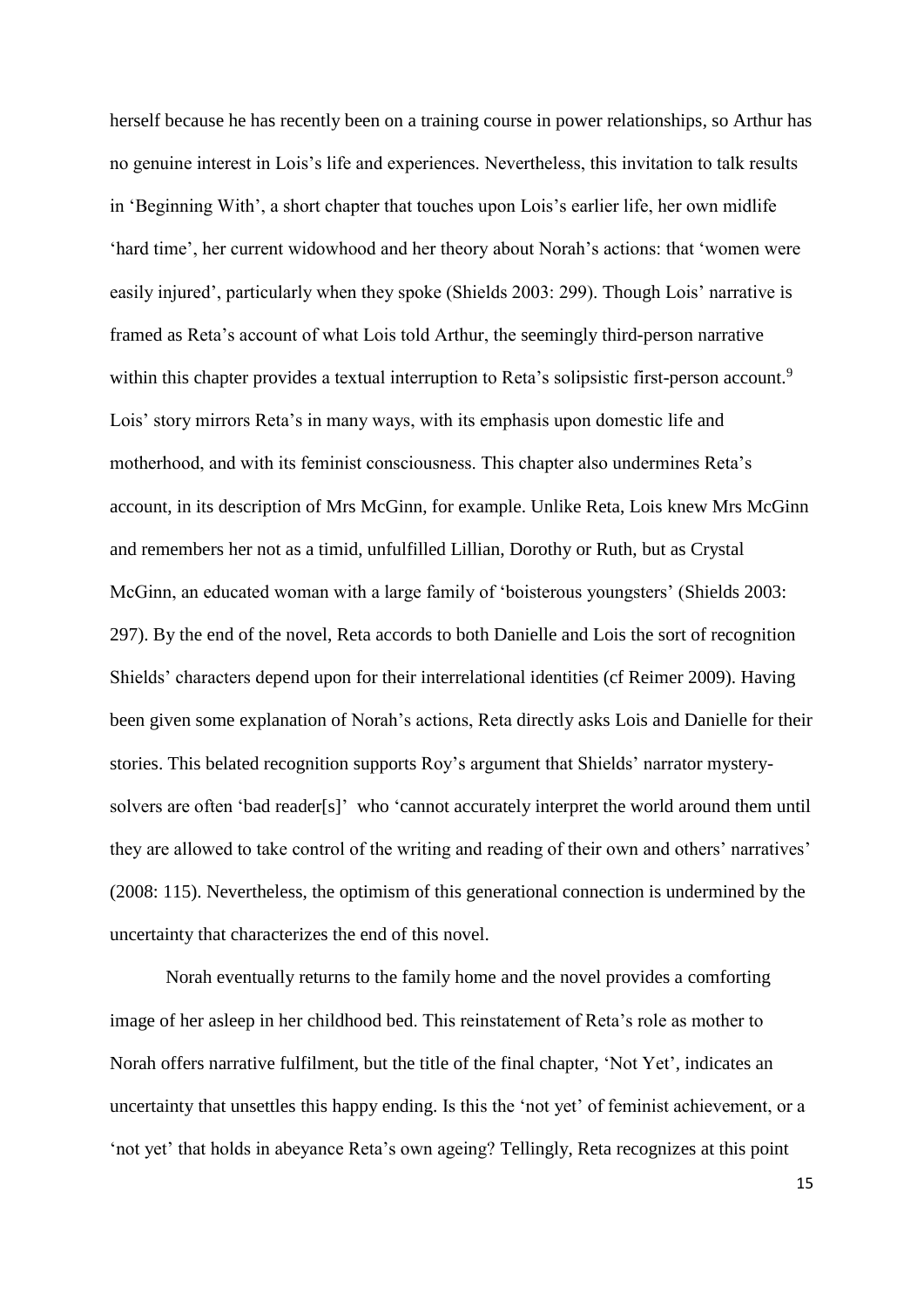herself because he has recently been on a training course in power relationships, so Arthur has no genuine interest in Lois's life and experiences. Nevertheless, this invitation to talk results in 'Beginning With', a short chapter that touches upon Lois's earlier life, her own midlife 'hard time', her current widowhood and her theory about Norah's actions: that 'women were easily injured', particularly when they spoke (Shields 2003: 299). Though Lois' narrative is framed as Reta's account of what Lois told Arthur, the seemingly third-person narrative within this chapter provides a textual interruption to Reta's solipsistic first-person account.[9] Lois' story mirrors Reta's in many ways, with its emphasis upon domestic life and motherhood, and with its feminist consciousness. This chapter also undermines Reta's account, in its description of Mrs McGinn, for example. Unlike Reta, Lois knew Mrs McGinn and remembers her not as a timid, unfulfilled Lillian, Dorothy or Ruth, but as Crystal McGinn, an educated woman with a large family of 'boisterous youngsters' (Shields 2003: 297). By the end of the novel, Reta accords to both Danielle and Lois the sort of recognition Shields' characters depend upon for their interrelational identities (cf Reimer 2009). Having been given some explanation of Norah's actions, Reta directly asks Lois and Danielle for their stories. This belated recognition supports Roy's argument that Shields' narrator mystery-solvers are often 'bad reader[s]' who 'cannot accurately interpret the world around them until they are allowed to take control of the writing and reading of their own and others' narratives' (2008: 115). Nevertheless, the optimism of this generational connection is undermined by the uncertainty that characterizes the end of this novel.

Norah eventually returns to the family home and the novel provides a comforting image of her asleep in her childhood bed. This reinstatement of Reta's role as mother to Norah offers narrative fulfilment, but the title of the final chapter, 'Not Yet', indicates an uncertainty that unsettles this happy ending. Is this the 'not yet' of feminist achievement, or a 'not yet' that holds in abeyance Reta's own ageing? Tellingly, Reta recognizes at this point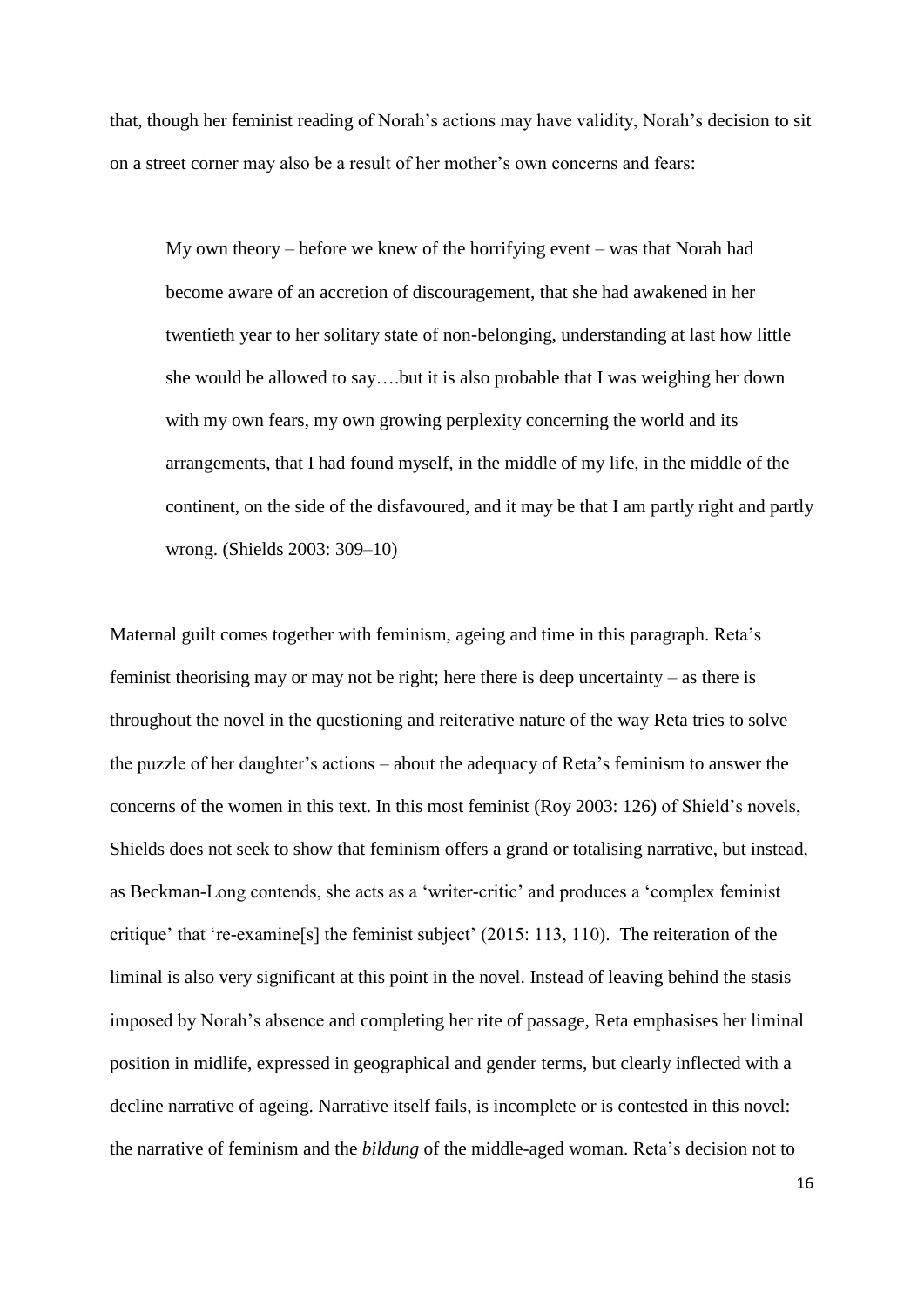that, though her feminist reading of Norah's actions may have validity, Norah's decision to sit on a street corner may also be a result of her mother's own concerns and fears:

> My own theory – before we knew of the horrifying event – was that Norah had become aware of an accretion of discouragement, that she had awakened in her twentieth year to her solitary state of non-belonging, understanding at last how little she would be allowed to say….but it is also probable that I was weighing her down with my own fears, my own growing perplexity concerning the world and its arrangements, that I had found myself, in the middle of my life, in the middle of the continent, on the side of the disfavoured, and it may be that I am partly right and partly wrong. (Shields 2003: 309–10)

Maternal guilt comes together with feminism, ageing and time in this paragraph. Reta's feminist theorising may or may not be right; here there is deep uncertainty – as there is throughout the novel in the questioning and reiterative nature of the way Reta tries to solve the puzzle of her daughter's actions – about the adequacy of Reta's feminism to answer the concerns of the women in this text. In this most feminist (Roy 2003: 126) of Shield's novels, Shields does not seek to show that feminism offers a grand or totalising narrative, but instead, as Beckman-Long contends, she acts as a 'writer-critic' and produces a 'complex feminist critique' that 're-examine[s] the feminist subject' (2015: 113, 110). The reiteration of the liminal is also very significant at this point in the novel. Instead of leaving behind the stasis imposed by Norah's absence and completing her rite of passage, Reta emphasises her liminal position in midlife, expressed in geographical and gender terms, but clearly inflected with a decline narrative of ageing. Narrative itself fails, is incomplete or is contested in this novel: the narrative of feminism and the *bildung* of the middle-aged woman. Reta's decision not to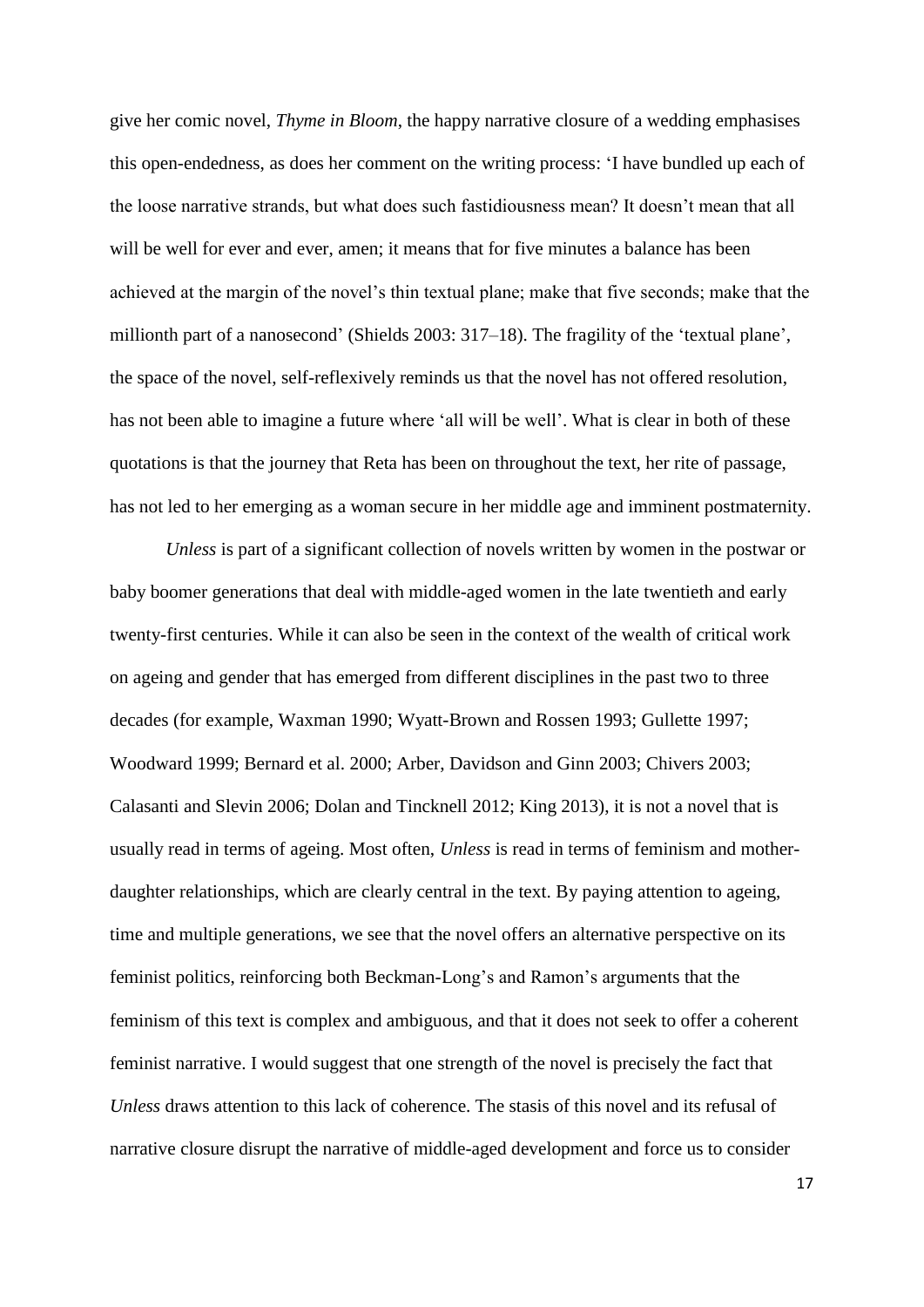give her comic novel, *Thyme in Bloom*, the happy narrative closure of a wedding emphasises this open-endedness, as does her comment on the writing process: 'I have bundled up each of the loose narrative strands, but what does such fastidiousness mean? It doesn't mean that all will be well for ever and ever, amen; it means that for five minutes a balance has been achieved at the margin of the novel's thin textual plane; make that five seconds; make that the millionth part of a nanosecond' (Shields 2003: 317–18). The fragility of the 'textual plane', the space of the novel, self-reflexively reminds us that the novel has not offered resolution, has not been able to imagine a future where 'all will be well'. What is clear in both of these quotations is that the journey that Reta has been on throughout the text, her rite of passage, has not led to her emerging as a woman secure in her middle age and imminent postmaternity.

*Unless* is part of a significant collection of novels written by women in the postwar or baby boomer generations that deal with middle-aged women in the late twentieth and early twenty-first centuries. While it can also be seen in the context of the wealth of critical work on ageing and gender that has emerged from different disciplines in the past two to three decades (for example, Waxman 1990; Wyatt-Brown and Rossen 1993; Gullette 1997; Woodward 1999; Bernard et al. 2000; Arber, Davidson and Ginn 2003; Chivers 2003; Calasanti and Slevin 2006; Dolan and Tincknell 2012; King 2013), it is not a novel that is usually read in terms of ageing. Most often, *Unless* is read in terms of feminism and mother-daughter relationships, which are clearly central in the text. By paying attention to ageing, time and multiple generations, we see that the novel offers an alternative perspective on its feminist politics, reinforcing both Beckman-Long's and Ramon's arguments that the feminism of this text is complex and ambiguous, and that it does not seek to offer a coherent feminist narrative. I would suggest that one strength of the novel is precisely the fact that *Unless* draws attention to this lack of coherence. The stasis of this novel and its refusal of narrative closure disrupt the narrative of middle-aged development and force us to consider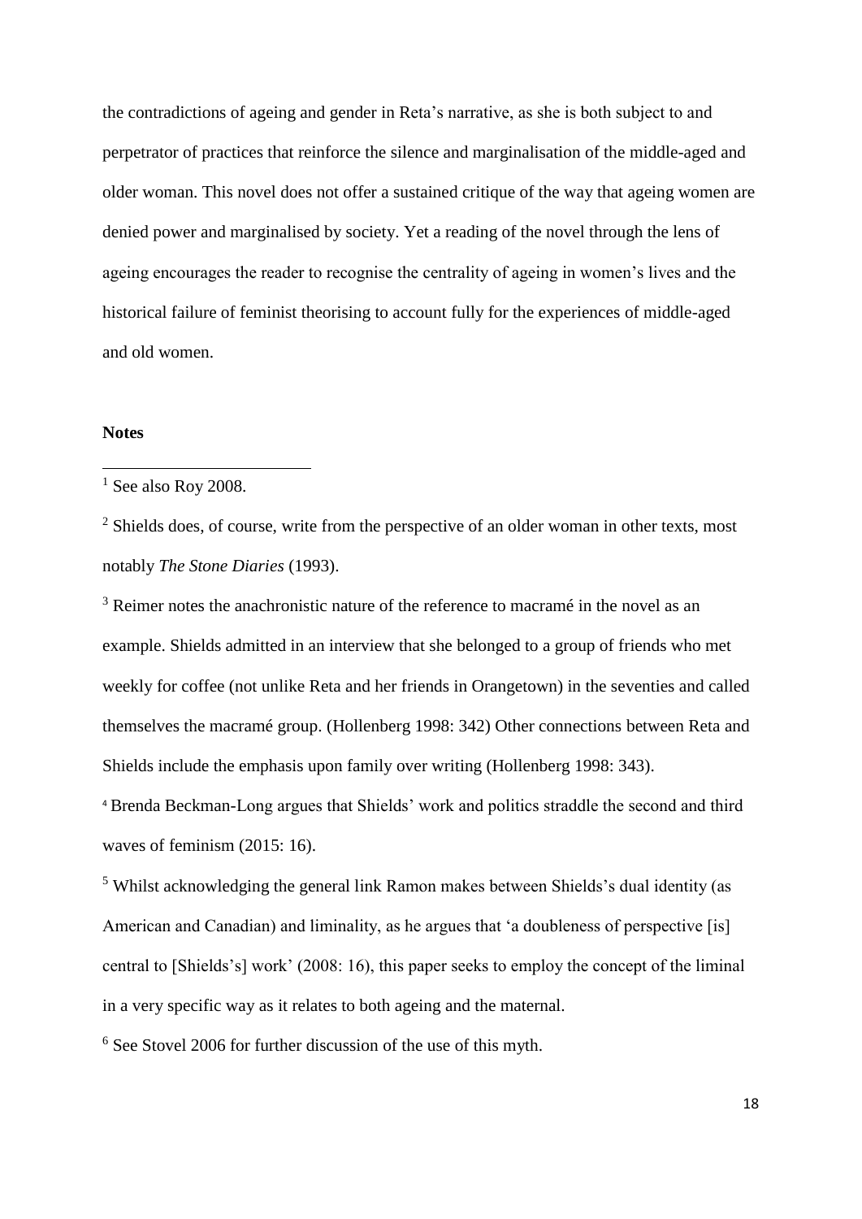the contradictions of ageing and gender in Reta's narrative, as she is both subject to and perpetrator of practices that reinforce the silence and marginalisation of the middle-aged and older woman. This novel does not offer a sustained critique of the way that ageing women are denied power and marginalised by society. Yet a reading of the novel through the lens of ageing encourages the reader to recognise the centrality of ageing in women's lives and the historical failure of feminist theorising to account fully for the experiences of middle-aged and old women.

**Notes**

[1] See also Roy 2008.

[2] Shields does, of course, write from the perspective of an older woman in other texts, most notably *The Stone Diaries* (1993).

[3] Reimer notes the anachronistic nature of the reference to macramé in the novel as an example. Shields admitted in an interview that she belonged to a group of friends who met weekly for coffee (not unlike Reta and her friends in Orangetown) in the seventies and called themselves the macramé group. (Hollenberg 1998: 342) Other connections between Reta and Shields include the emphasis upon family over writing (Hollenberg 1998: 343).

[4] Brenda Beckman-Long argues that Shields' work and politics straddle the second and third waves of feminism (2015: 16).

[5] Whilst acknowledging the general link Ramon makes between Shields's dual identity (as American and Canadian) and liminality, as he argues that 'a doubleness of perspective [is] central to [Shields's] work' (2008: 16), this paper seeks to employ the concept of the liminal in a very specific way as it relates to both ageing and the maternal.

[6] See Stovel 2006 for further discussion of the use of this myth.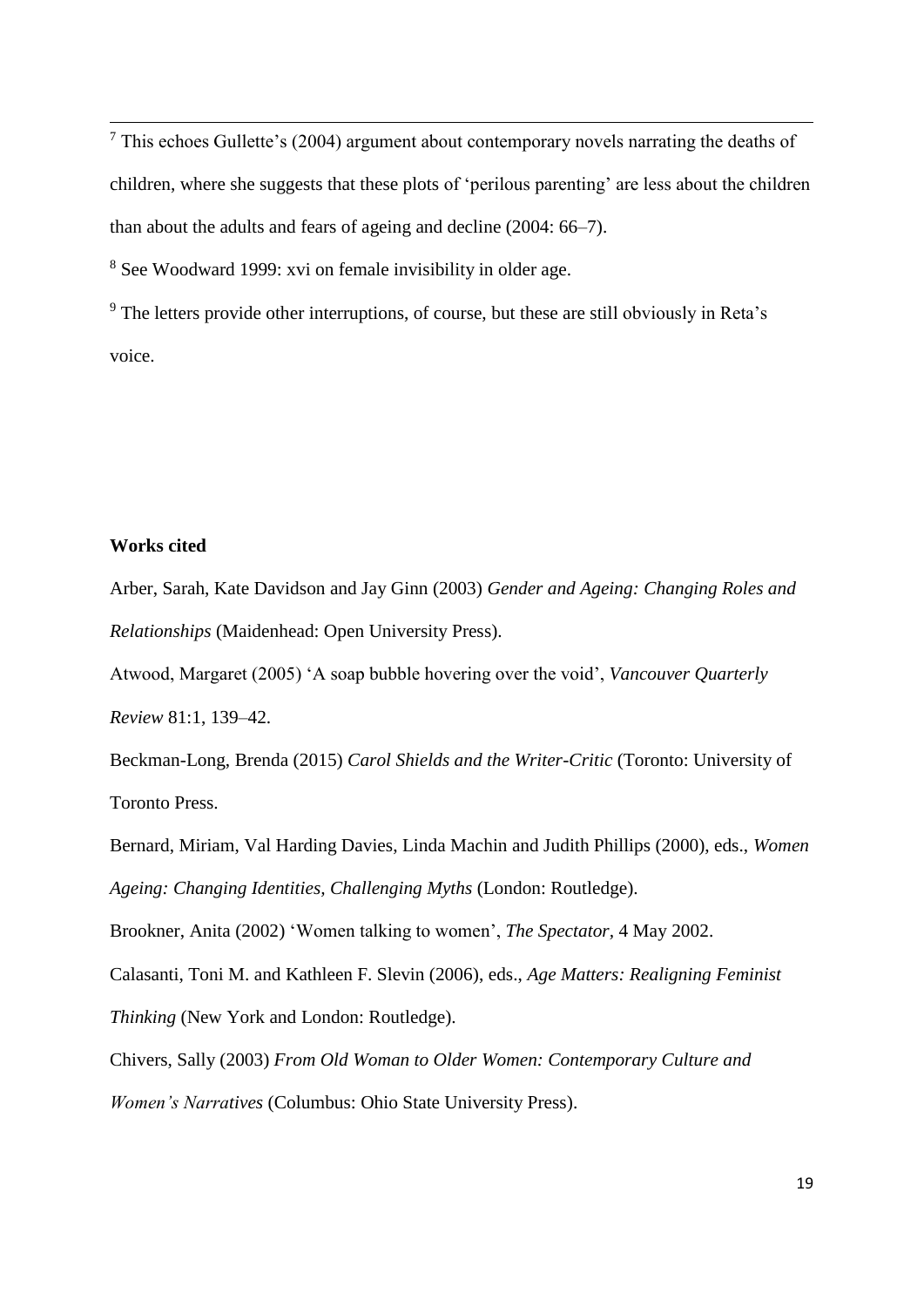[7] This echoes Gullette's (2004) argument about contemporary novels narrating the deaths of children, where she suggests that these plots of 'perilous parenting' are less about the children than about the adults and fears of ageing and decline (2004: 66–7).

[8] See Woodward 1999: xvi on female invisibility in older age.

[9] The letters provide other interruptions, of course, but these are still obviously in Reta's voice.

**Works cited**

Arber, Sarah, Kate Davidson and Jay Ginn (2003) *Gender and Ageing: Changing Roles and Relationships* (Maidenhead: Open University Press).

Atwood, Margaret (2005) 'A soap bubble hovering over the void', *Vancouver Quarterly Review* 81:1, 139–42.

Beckman-Long, Brenda (2015) *Carol Shields and the Writer-Critic* (Toronto: University of Toronto Press.

Bernard, Miriam, Val Harding Davies, Linda Machin and Judith Phillips (2000), eds., *Women Ageing: Changing Identities, Challenging Myths* (London: Routledge).

Brookner, Anita (2002) 'Women talking to women', *The Spectator*, 4 May 2002.

Calasanti, Toni M. and Kathleen F. Slevin (2006), eds., *Age Matters: Realigning Feminist Thinking* (New York and London: Routledge).

Chivers, Sally (2003) *From Old Woman to Older Women: Contemporary Culture and Women's Narratives* (Columbus: Ohio State University Press).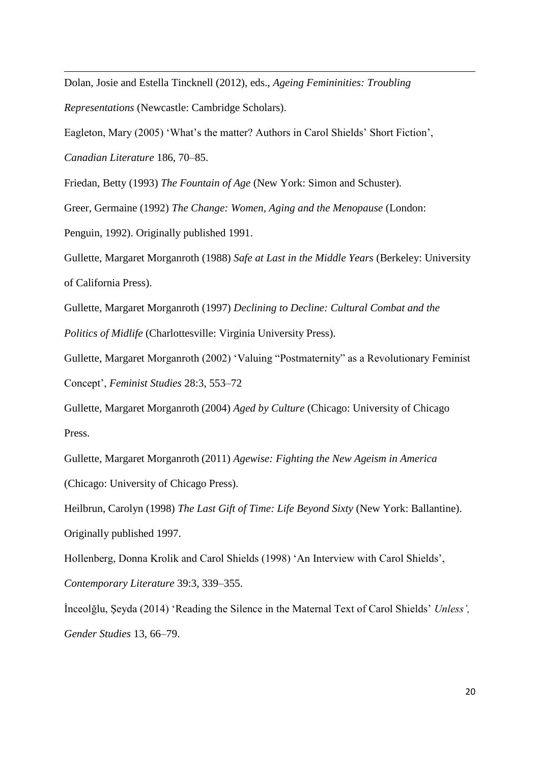Dolan, Josie and Estella Tincknell (2012), eds., *Ageing Femininities: Troubling Representations* (Newcastle: Cambridge Scholars).

Eagleton, Mary (2005) 'What's the matter? Authors in Carol Shields' Short Fiction', *Canadian Literature* 186, 70–85.

Friedan, Betty (1993) *The Fountain of Age* (New York: Simon and Schuster).

Greer, Germaine (1992) *The Change: Women, Aging and the Menopause* (London: Penguin, 1992). Originally published 1991.

Gullette, Margaret Morganroth (1988) *Safe at Last in the Middle Years* (Berkeley: University of California Press).

Gullette, Margaret Morganroth (1997) *Declining to Decline: Cultural Combat and the Politics of Midlife* (Charlottesville: Virginia University Press).

Gullette, Margaret Morganroth (2002) 'Valuing "Postmaternity" as a Revolutionary Feminist Concept', *Feminist Studies* 28:3, 553–72

Gullette, Margaret Morganroth (2004) *Aged by Culture* (Chicago: University of Chicago Press.

Gullette, Margaret Morganroth (2011) *Agewise: Fighting the New Ageism in America* (Chicago: University of Chicago Press).

Heilbrun, Carolyn (1998) *The Last Gift of Time: Life Beyond Sixty* (New York: Ballantine). Originally published 1997.

Hollenberg, Donna Krolik and Carol Shields (1998) 'An Interview with Carol Shields', *Contemporary Literature* 39:3, 339–355.

İnceolğlu, Şeyda (2014) 'Reading the Silence in the Maternal Text of Carol Shields' *Unless',* *Gender Studies* 13, 66–79.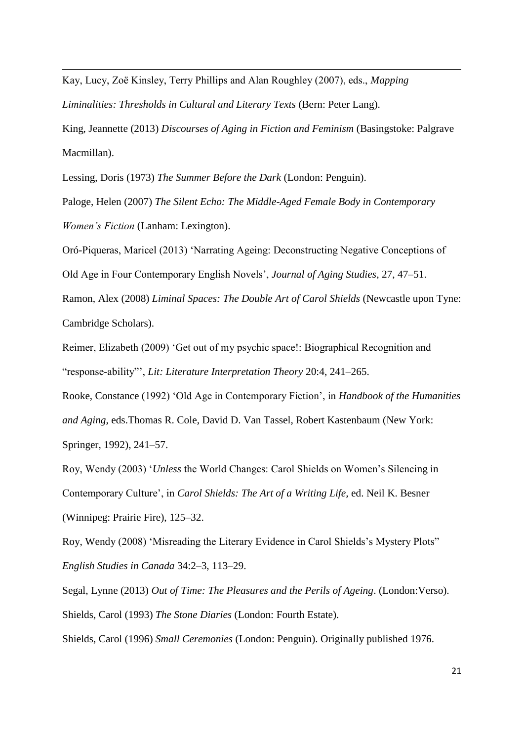Kay, Lucy, Zoë Kinsley, Terry Phillips and Alan Roughley (2007), eds., *Mapping Liminalities: Thresholds in Cultural and Literary Texts* (Bern: Peter Lang).

King, Jeannette (2013) *Discourses of Aging in Fiction and Feminism* (Basingstoke: Palgrave Macmillan).

Lessing, Doris (1973) *The Summer Before the Dark* (London: Penguin).

Paloge, Helen (2007) *The Silent Echo: The Middle-Aged Female Body in Contemporary Women's Fiction* (Lanham: Lexington).

Oró-Piqueras, Maricel (2013) 'Narrating Ageing: Deconstructing Negative Conceptions of Old Age in Four Contemporary English Novels', *Journal of Aging Studies*, 27, 47–51.

Ramon, Alex (2008) *Liminal Spaces: The Double Art of Carol Shields* (Newcastle upon Tyne: Cambridge Scholars).

Reimer, Elizabeth (2009) 'Get out of my psychic space!: Biographical Recognition and "response-ability"', *Lit: Literature Interpretation Theory* 20:4, 241–265.

Rooke, Constance (1992) 'Old Age in Contemporary Fiction', in *Handbook of the Humanities and Aging*, eds.Thomas R. Cole, David D. Van Tassel, Robert Kastenbaum (New York: Springer, 1992), 241–57.

Roy, Wendy (2003) '*Unless* the World Changes: Carol Shields on Women's Silencing in Contemporary Culture', in *Carol Shields: The Art of a Writing Life,* ed. Neil K. Besner (Winnipeg: Prairie Fire), 125–32.

Roy, Wendy (2008) 'Misreading the Literary Evidence in Carol Shields's Mystery Plots" *English Studies in Canada* 34:2–3, 113–29.

Segal, Lynne (2013) *Out of Time: The Pleasures and the Perils of Ageing*. (London:Verso).

Shields, Carol (1993) *The Stone Diaries* (London: Fourth Estate).

Shields, Carol (1996) *Small Ceremonies* (London: Penguin). Originally published 1976.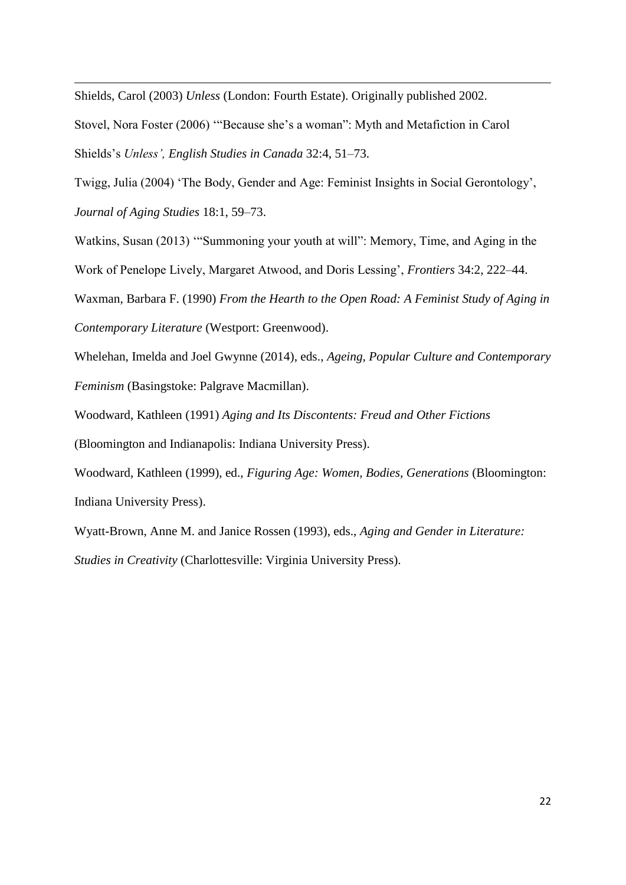Shields, Carol (2003) *Unless* (London: Fourth Estate). Originally published 2002.

Stovel, Nora Foster (2006) '"Because she's a woman": Myth and Metafiction in Carol Shields's *Unless', English Studies in Canada* 32:4, 51–73.

Twigg, Julia (2004) 'The Body, Gender and Age: Feminist Insights in Social Gerontology', *Journal of Aging Studies* 18:1, 59–73.

Watkins, Susan (2013) '"Summoning your youth at will": Memory, Time, and Aging in the Work of Penelope Lively, Margaret Atwood, and Doris Lessing', *Frontiers* 34:2, 222–44.

Waxman, Barbara F. (1990) *From the Hearth to the Open Road: A Feminist Study of Aging in Contemporary Literature* (Westport: Greenwood).

Whelehan, Imelda and Joel Gwynne (2014), eds., *Ageing, Popular Culture and Contemporary Feminism* (Basingstoke: Palgrave Macmillan).

Woodward, Kathleen (1991) *Aging and Its Discontents: Freud and Other Fictions* (Bloomington and Indianapolis: Indiana University Press).

Woodward, Kathleen (1999), ed., *Figuring Age: Women, Bodies, Generations* (Bloomington: Indiana University Press).

Wyatt-Brown, Anne M. and Janice Rossen (1993), eds., *Aging and Gender in Literature: Studies in Creativity* (Charlottesville: Virginia University Press).